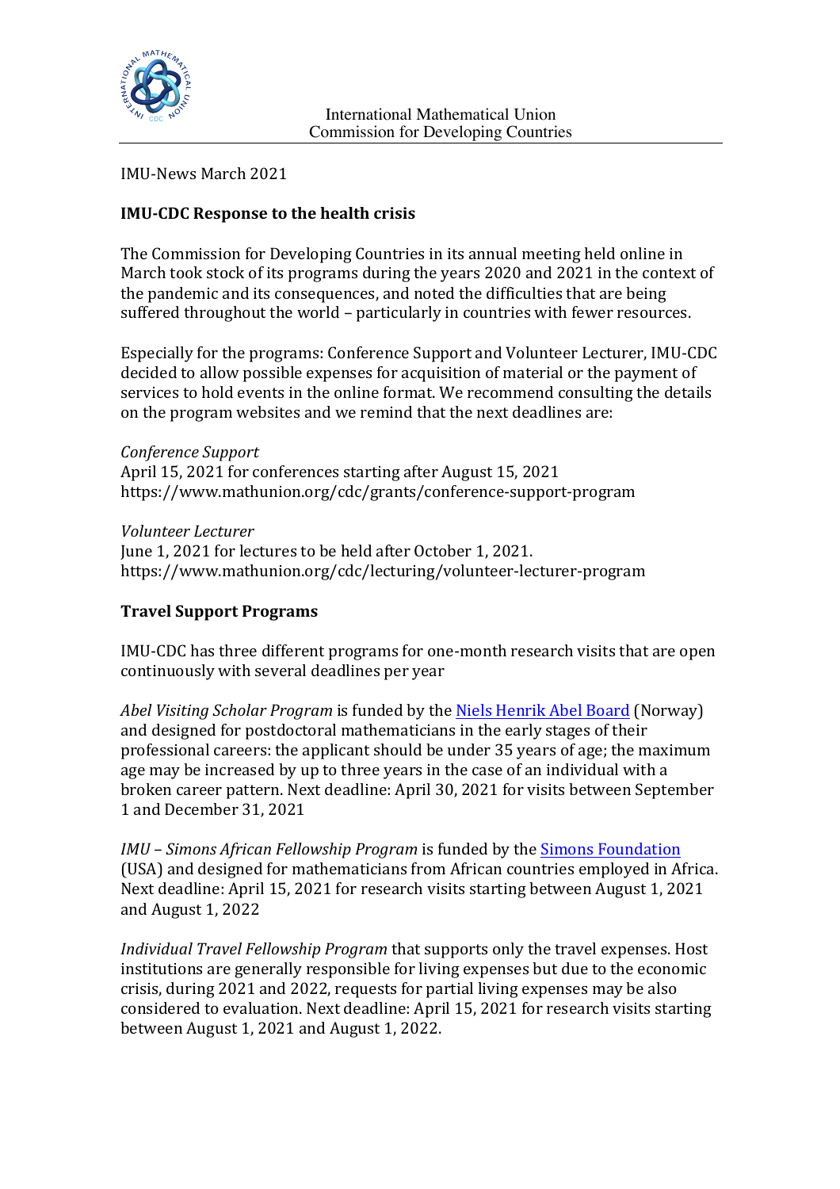International Mathematical Union
Commission for Developing Countries

IMU-News March 2021

**IMU-CDC Response to the health crisis**

The Commission for Developing Countries in its annual meeting held online in March took stock of its programs during the years 2020 and 2021 in the context of the pandemic and its consequences, and noted the difficulties that are being suffered throughout the world – particularly in countries with fewer resources.

Especially for the programs: Conference Support and Volunteer Lecturer, IMU-CDC decided to allow possible expenses for acquisition of material or the payment of services to hold events in the online format. We recommend consulting the details on the program websites and we remind that the next deadlines are:

*Conference Support*
April 15, 2021 for conferences starting after August 15, 2021
https://www.mathunion.org/cdc/grants/conference-support-program

*Volunteer Lecturer*
June 1, 2021 for lectures to be held after October 1, 2021.
https://www.mathunion.org/cdc/lecturing/volunteer-lecturer-program

**Travel Support Programs**

IMU-CDC has three different programs for one-month research visits that are open continuously with several deadlines per year

*Abel Visiting Scholar Program* is funded by the Niels Henrik Abel Board (Norway) and designed for postdoctoral mathematicians in the early stages of their professional careers: the applicant should be under 35 years of age; the maximum age may be increased by up to three years in the case of an individual with a broken career pattern. Next deadline: April 30, 2021 for visits between September 1 and December 31, 2021

*IMU – Simons African Fellowship Program* is funded by the Simons Foundation (USA) and designed for mathematicians from African countries employed in Africa. Next deadline: April 15, 2021 for research visits starting between August 1, 2021 and August 1, 2022

*Individual Travel Fellowship Program* that supports only the travel expenses. Host institutions are generally responsible for living expenses but due to the economic crisis, during 2021 and 2022, requests for partial living expenses may be also considered to evaluation. Next deadline: April 15, 2021 for research visits starting between August 1, 2021 and August 1, 2022.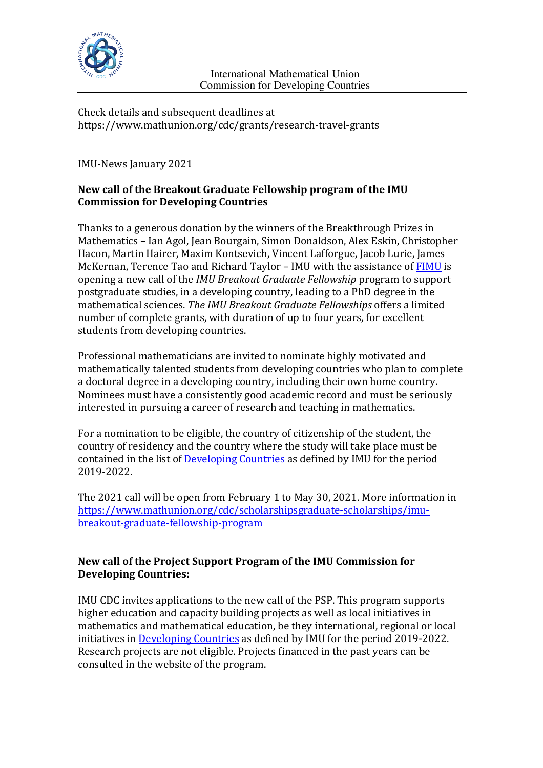Check details and subsequent deadlines at
https://www.mathunion.org/cdc/grants/research-travel-grants

IMU-News January 2021

**New call of the Breakout Graduate Fellowship program of the IMU Commission for Developing Countries**

Thanks to a generous donation by the winners of the Breakthrough Prizes in Mathematics – Ian Agol, Jean Bourgain, Simon Donaldson, Alex Eskin, Christopher Hacon, Martin Hairer, Maxim Kontsevich, Vincent Lafforgue, Jacob Lurie, James McKernan, Terence Tao and Richard Taylor – IMU with the assistance of FIMU is opening a new call of the *IMU Breakout Graduate Fellowship* program to support postgraduate studies, in a developing country, leading to a PhD degree in the mathematical sciences. *The IMU Breakout Graduate Fellowships* offers a limited number of complete grants, with duration of up to four years, for excellent students from developing countries.

Professional mathematicians are invited to nominate highly motivated and mathematically talented students from developing countries who plan to complete a doctoral degree in a developing country, including their own home country. Nominees must have a consistently good academic record and must be seriously interested in pursuing a career of research and teaching in mathematics.

For a nomination to be eligible, the country of citizenship of the student, the country of residency and the country where the study will take place must be contained in the list of Developing Countries as defined by IMU for the period 2019-2022.

The 2021 call will be open from February 1 to May 30, 2021. More information in https://www.mathunion.org/cdc/scholarshipsgraduate-scholarships/imu-breakout-graduate-fellowship-program

**New call of the Project Support Program of the IMU Commission for Developing Countries:**

IMU CDC invites applications to the new call of the PSP. This program supports higher education and capacity building projects as well as local initiatives in mathematics and mathematical education, be they international, regional or local initiatives in Developing Countries as defined by IMU for the period 2019-2022. Research projects are not eligible. Projects financed in the past years can be consulted in the website of the program.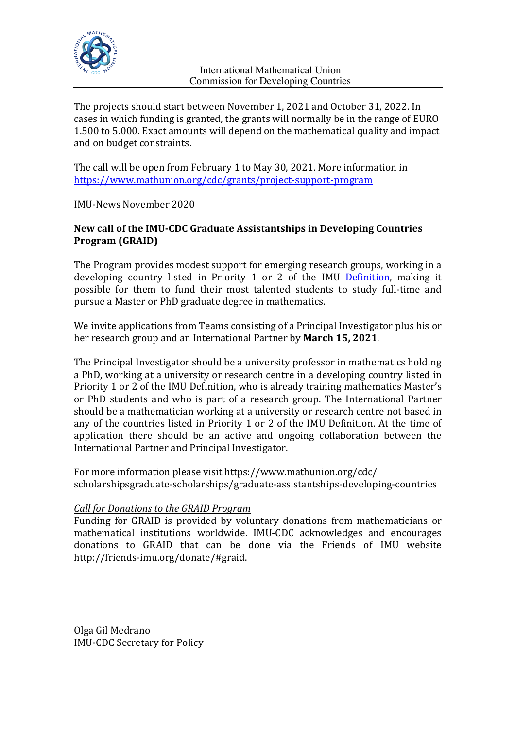The projects should start between November 1, 2021 and October 31, 2022. In cases in which funding is granted, the grants will normally be in the range of EURO 1.500 to 5.000. Exact amounts will depend on the mathematical quality and impact and on budget constraints.

The call will be open from February 1 to May 30, 2021. More information in https://www.mathunion.org/cdc/grants/project-support-program

IMU-News November 2020

**New call of the IMU-CDC Graduate Assistantships in Developing Countries Program (GRAID)**

The Program provides modest support for emerging research groups, working in a developing country listed in Priority 1 or 2 of the IMU Definition, making it possible for them to fund their most talented students to study full-time and pursue a Master or PhD graduate degree in mathematics.

We invite applications from Teams consisting of a Principal Investigator plus his or her research group and an International Partner by **March 15, 2021**.

The Principal Investigator should be a university professor in mathematics holding a PhD, working at a university or research centre in a developing country listed in Priority 1 or 2 of the IMU Definition, who is already training mathematics Master's or PhD students and who is part of a research group. The International Partner should be a mathematician working at a university or research centre not based in any of the countries listed in Priority 1 or 2 of the IMU Definition. At the time of application there should be an active and ongoing collaboration between the International Partner and Principal Investigator.

For more information please visit https://www.mathunion.org/cdc/scholarshipsgraduate-scholarships/graduate-assistantships-developing-countries

*Call for Donations to the GRAID Program*

Funding for GRAID is provided by voluntary donations from mathematicians or mathematical institutions worldwide. IMU-CDC acknowledges and encourages donations to GRAID that can be done via the Friends of IMU website http://friends-imu.org/donate/#graid.

Olga Gil Medrano
IMU-CDC Secretary for Policy